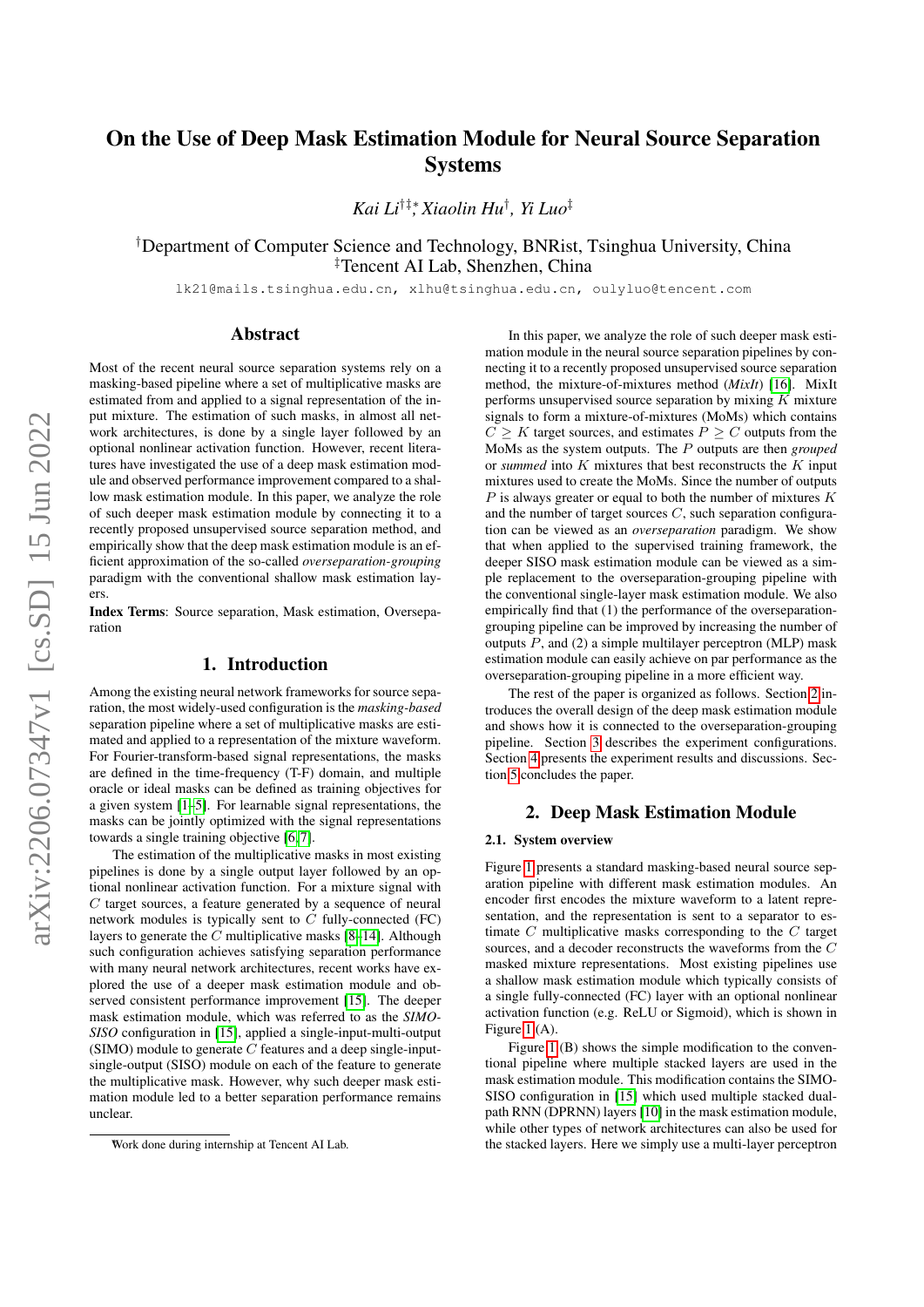# On the Use of Deep Mask Estimation Module for Neural Source Separation Systems

*Kai Li*[†‡*], *Xiaolin Hu*[†], *Yi Luo*[‡]

[†]Department of Computer Science and Technology, BNRist, Tsinghua University, China
[‡]Tencent AI Lab, Shenzhen, China

lk21@mails.tsinghua.edu.cn, xlhu@tsinghua.edu.cn, oulyluo@tencent.com

## Abstract

Most of the recent neural source separation systems rely on a masking-based pipeline where a set of multiplicative masks are estimated from and applied to a signal representation of the input mixture. The estimation of such masks, in almost all network architectures, is done by a single layer followed by an optional nonlinear activation function. However, recent literatures have investigated the use of a deep mask estimation module and observed performance improvement compared to a shallow mask estimation module. In this paper, we analyze the role of such deeper mask estimation module by connecting it to a recently proposed unsupervised source separation method, and empirically show that the deep mask estimation module is an efficient approximation of the so-called *overseparation-grouping* paradigm with the conventional shallow mask estimation layers.

**Index Terms**: Source separation, Mask estimation, Overseparation

## 1. Introduction

Among the existing neural network frameworks for source separation, the most widely-used configuration is the *masking-based* separation pipeline where a set of multiplicative masks are estimated and applied to a representation of the mixture waveform. For Fourier-transform-based signal representations, the masks are defined in the time-frequency (T-F) domain, and multiple oracle or ideal masks can be defined as training objectives for a given system [1–5]. For learnable signal representations, the masks can be jointly optimized with the signal representations towards a single training objective [6, 7].

The estimation of the multiplicative masks in most existing pipelines is done by a single output layer followed by an optional nonlinear activation function. For a mixture signal with $C$ target sources, a feature generated by a sequence of neural network modules is typically sent to $C$ fully-connected (FC) layers to generate the $C$ multiplicative masks [8–14]. Although such configuration achieves satisfying separation performance with many neural network architectures, recent works have explored the use of a deeper mask estimation module and observed consistent performance improvement [15]. The deeper mask estimation module, which was referred to as the *SIMO-SISO* configuration in [15], applied a single-input-multi-output (SIMO) module to generate $C$ features and a deep single-input-single-output (SISO) module on each of the feature to generate the multiplicative mask. However, why such deeper mask estimation module led to a better separation performance remains unclear.

In this paper, we analyze the role of such deeper mask estimation module in the neural source separation pipelines by connecting it to a recently proposed unsupervised source separation method, the mixture-of-mixtures method (*MixIt*) [16]. MixIt performs unsupervised source separation by mixing $K$ mixture signals to form a mixture-of-mixtures (MoMs) which contains $C \geq K$ target sources, and estimates $P \geq C$ outputs from the MoMs as the system outputs. The $P$ outputs are then *grouped* or *summed* into $K$ mixtures that best reconstructs the $K$ input mixtures used to create the MoMs. Since the number of outputs $P$ is always greater or equal to both the number of mixtures $K$ and the number of target sources $C$, such separation configuration can be viewed as an *overseparation* paradigm. We show that when applied to the supervised training framework, the deeper SISO mask estimation module can be viewed as a simple replacement to the overseparation-grouping pipeline with the conventional single-layer mask estimation module. We also empirically find that (1) the performance of the overseparation-grouping pipeline can be improved by increasing the number of outputs $P$, and (2) a simple multilayer perceptron (MLP) mask estimation module can easily achieve on par performance as the overseparation-grouping pipeline in a more efficient way.

The rest of the paper is organized as follows. Section 2 introduces the overall design of the deep mask estimation module and shows how it is connected to the overseparation-grouping pipeline. Section 3 describes the experiment configurations. Section 4 presents the experiment results and discussions. Section 5 concludes the paper.

## 2. Deep Mask Estimation Module

### 2.1. System overview

Figure 1 presents a standard masking-based neural source separation pipeline with different mask estimation modules. An encoder first encodes the mixture waveform to a latent representation, and the representation is sent to a separator to estimate $C$ multiplicative masks corresponding to the $C$ target sources, and a decoder reconstructs the waveforms from the $C$ masked mixture representations. Most existing pipelines use a shallow mask estimation module which typically consists of a single fully-connected (FC) layer with an optional nonlinear activation function (e.g. ReLU or Sigmoid), which is shown in Figure 1 (A).

Figure 1 (B) shows the simple modification to the conventional pipeline where multiple stacked layers are used in the mask estimation module. This modification contains the SIMO-SISO configuration in [15] which used multiple stacked dual-path RNN (DPRNN) layers [10] in the mask estimation module, while other types of network architectures can also be used for the stacked layers. Here we simply use a multi-layer perceptron

*Work done during internship at Tencent AI Lab.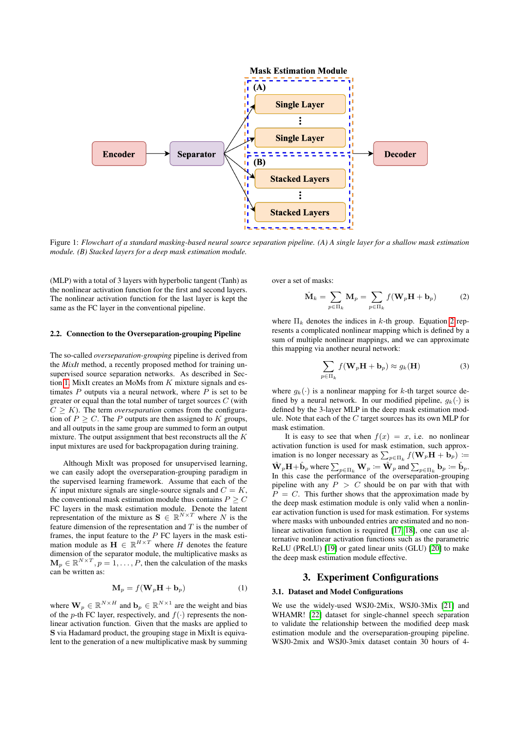Figure 1: *Flowchart of a standard masking-based neural source separation pipeline. (A) A single layer for a shallow mask estimation module. (B) Stacked layers for a deep mask estimation module.*

(MLP) with a total of 3 layers with hyperbolic tangent (Tanh) as the nonlinear activation function for the first and second layers. The nonlinear activation function for the last layer is kept the same as the FC layer in the conventional pipeline.

### 2.2. Connection to the Overseparation-grouping Pipeline

The so-called *overseparation-grouping* pipeline is derived from the *MixIt* method, a recently proposed method for training unsupervised source separation networks. As described in Section 1, MixIt creates an MoMs from $K$ mixture signals and estimates $P$ outputs via a neural network, where $P$ is set to be greater or equal than the total number of target sources $C$ (with $C \geq K$). The term *overseparation* comes from the configuration of $P \geq C$. The $P$ outputs are then assigned to $K$ groups, and all outputs in the same group are summed to form an output mixture. The output assignment that best reconstructs all the $K$ input mixtures are used for backpropagation during training.

Although MixIt was proposed for unsupervised learning, we can easily adopt the overseparation-grouping paradigm in the supervised learning framework. Assume that each of the $K$ input mixture signals are single-source signals and $C = K$, the conventional mask estimation module thus contains $P \geq C$ FC layers in the mask estimation module. Denote the latent representation of the mixture as $\mathbf{S} \in \mathbb{R}^{N \times T}$ where $N$ is the feature dimension of the representation and $T$ is the number of frames, the input feature to the $P$ FC layers in the mask estimation module as $\mathbf{H} \in \mathbb{R}^{H \times T}$ where $H$ denotes the feature dimension of the separator module, the multiplicative masks as $\mathbf{M}_p \in \mathbb{R}^{N \times T}, p = 1, \ldots, P$, then the calculation of the masks can be written as:

$$\mathbf{M}_p = f(\mathbf{W}_p \mathbf{H} + \mathbf{b}_p) \tag{1}$$

where $\mathbf{W}_p \in \mathbb{R}^{N \times H}$ and $\mathbf{b}_p \in \mathbb{R}^{N \times 1}$ are the weight and bias of the $p$-th FC layer, respectively, and $f(\cdot)$ represents the nonlinear activation function. Given that the masks are applied to $\mathbf{S}$ via Hadamard product, the grouping stage in MixIt is equivalent to the generation of a new multiplicative mask by summing over a set of masks:

$$\hat{\mathbf{M}}_k = \sum_{p \in \Pi_k} \mathbf{M}_p = \sum_{p \in \Pi_k} f(\mathbf{W}_p \mathbf{H} + \mathbf{b}_p) \tag{2}$$

where $\Pi_k$ denotes the indices in $k$-th group. Equation 2 represents a complicated nonlinear mapping which is defined by a sum of multiple nonlinear mappings, and we can approximate this mapping via another neural network:

$$\sum_{p \in \Pi_k} f(\mathbf{W}_p \mathbf{H} + \mathbf{b}_p) \approx g_k(\mathbf{H}) \tag{3}$$

where $g_k(\cdot)$ is a nonlinear mapping for $k$-th target source defined by a neural network. In our modified pipeline, $g_k(\cdot)$ is defined by the 3-layer MLP in the deep mask estimation module. Note that each of the $C$ target sources has its own MLP for mask estimation.

It is easy to see that when $f(x) = x$, i.e. no nonlinear activation function is used for mask estimation, such approximation is no longer necessary as $\sum_{p \in \Pi_k} f(\mathbf{W}_p \mathbf{H} + \mathbf{b}_p) := \hat{\mathbf{W}}_p \mathbf{H} + \hat{\mathbf{b}}_p$ where $\sum_{p \in \Pi_k} \mathbf{W}_p := \hat{\mathbf{W}}_p$ and $\sum_{p \in \Pi_k} \mathbf{b}_p := \hat{\mathbf{b}}_p$. In this case the performance of the overseparation-grouping pipeline with any $P > C$ should be on par with that with $P = C$. This further shows that the approximation made by the deep mask estimation module is only valid when a nonlinear activation function is used for mask estimation. For systems where masks with unbounded entries are estimated and no nonlinear activation function is required [17][18], one can use alternative nonlinear activation functions such as the parametric ReLU (PReLU) [19] or gated linear units (GLU) [20] to make the deep mask estimation module effective.

## 3. Experiment Configurations

### 3.1. Dataset and Model Configurations

We use the widely-used WSJ0-2Mix, WSJ0-3Mix [21] and WHAMR! [22] dataset for single-channel speech separation to validate the relationship between the modified deep mask estimation module and the overseparation-grouping pipeline. WSJ0-2mix and WSJ0-3mix dataset contain 30 hours of 4-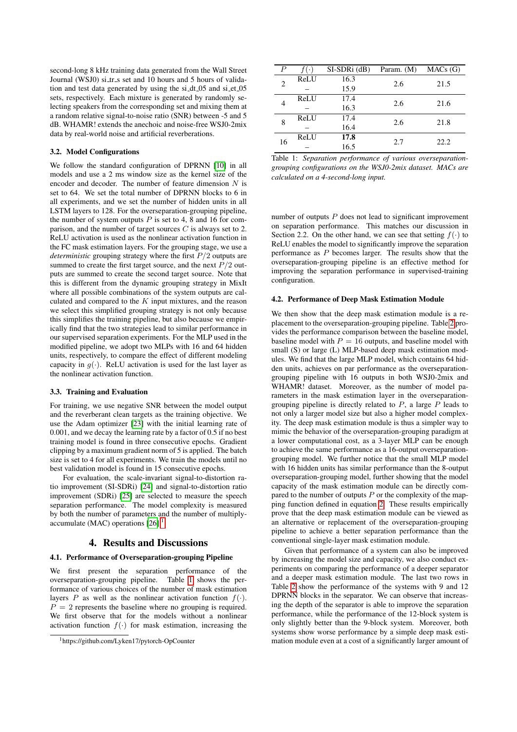second-long 8 kHz training data generated from the Wall Street Journal (WSJ0) si_tr_s set and 10 hours and 5 hours of validation and test data generated by using the si_dt_05 and si_et_05 sets, respectively. Each mixture is generated by randomly selecting speakers from the corresponding set and mixing them at a random relative signal-to-noise ratio (SNR) between -5 and 5 dB. WHAMR! extends the anechoic and noise-free WSJ0-2mix data by real-world noise and artificial reverberations.

### 3.2. Model Configurations

We follow the standard configuration of DPRNN [10] in all models and use a 2 ms window size as the kernel size of the encoder and decoder. The number of feature dimension $N$ is set to 64. We set the total number of DPRNN blocks to 6 in all experiments, and we set the number of hidden units in all LSTM layers to 128. For the overseparation-grouping pipeline, the number of system outputs $P$ is set to 4, 8 and 16 for comparison, and the number of target sources $C$ is always set to 2. ReLU activation is used as the nonlinear activation function in the FC mask estimation layers. For the grouping stage, we use a *deterministic* grouping strategy where the first $P/2$ outputs are summed to create the first target source, and the next $P/2$ outputs are summed to create the second target source. Note that this is different from the dynamic grouping strategy in MixIt where all possible combinations of the system outputs are calculated and compared to the $K$ input mixtures, and the reason we select this simplified grouping strategy is not only because this simplifies the training pipeline, but also because we empirically find that the two strategies lead to similar performance in our supervised separation experiments. For the MLP used in the modified pipeline, we adopt two MLPs with 16 and 64 hidden units, respectively, to compare the effect of different modeling capacity in $g(\cdot)$. ReLU activation is used for the last layer as the nonlinear activation function.

### 3.3. Training and Evaluation

For training, we use negative SNR between the model output and the reverberant clean targets as the training objective. We use the Adam optimizer [23] with the initial learning rate of 0.001, and we decay the learning rate by a factor of 0.5 if no best training model is found in three consecutive epochs. Gradient clipping by a maximum gradient norm of 5 is applied. The batch size is set to 4 for all experiments. We train the models until no best validation model is found in 15 consecutive epochs.

For evaluation, the scale-invariant signal-to-distortion ratio improvement (SI-SDRi) [24] and signal-to-distortion ratio improvement (SDRi) [25] are selected to measure the speech separation performance. The model complexity is measured by both the number of parameters and the number of multiply-accumulate (MAC) operations [26] [1].

[1] https://github.com/Lyken17/pytorch-OpCounter

## 4. Results and Discussions

### 4.1. Performance of Overseparation-grouping Pipeline

We first present the separation performance of the overseparation-grouping pipeline. Table 1 shows the performance of various choices of the number of mask estimation layers $P$ as well as the nonlinear activation function $f(\cdot)$. $P = 2$ represents the baseline where no grouping is required. We first observe that for the models without a nonlinear activation function $f(\cdot)$ for mask estimation, increasing the number of outputs $P$ does not lead to significant improvement on separation performance. This matches our discussion in Section 2.2. On the other hand, we can see that setting $f(\cdot)$ to ReLU enables the model to significantly improve the separation performance as $P$ becomes larger. The results show that the overseparation-grouping pipeline is an effective method for improving the separation performance in supervised-training configuration.

| $P$ | $f(\cdot)$ | SI-SDRi (dB) | Param. (M) | MACs (G) |
|---|---|---|---|---|
| 2 | ReLU | 16.3 | 2.6 | 21.5 |
| | – | 15.9 | | |
| 4 | ReLU | 17.4 | 2.6 | 21.6 |
| | – | 16.3 | | |
| 8 | ReLU | 17.4 | 2.6 | 21.8 |
| | – | 16.4 | | |
| 16 | ReLU | **17.8** | 2.7 | 22.2 |
| | – | 16.5 | | |

Table 1: *Separation performance of various overseparation-grouping configurations on the WSJ0-2mix dataset. MACs are calculated on a 4-second-long input.*

### 4.2. Performance of Deep Mask Estimation Module

We then show that the deep mask estimation module is a replacement to the overseparation-grouping pipeline. Table 2 provides the performance comparison between the baseline model, baseline model with $P = 16$ outputs, and baseline model with small (S) or large (L) MLP-based deep mask estimation modules. We find that the large MLP model, which contains 64 hidden units, achieves on par performance as the overseparation-grouping pipeline with 16 outputs in both WSJ0-2mix and WHAMR! dataset. Moreover, as the number of model parameters in the mask estimation layer in the overseparation-grouping pipeline is directly related to $P$, a large $P$ leads to not only a larger model size but also a higher model complexity. The deep mask estimation module is thus a simpler way to mimic the behavior of the overseparation-grouping paradigm at a lower computational cost, as a 3-layer MLP can be enough to achieve the same performance as a 16-output overseparation-grouping model. We further notice that the small MLP model with 16 hidden units has similar performance than the 8-output overseparation-grouping model, further showing that the model capacity of the mask estimation module can be directly compared to the number of outputs $P$ or the complexity of the mapping function defined in equation 2. These results empirically prove that the deep mask estimation module can be viewed as an alternative or replacement of the overseparation-grouping pipeline to achieve a better separation performance than the conventional single-layer mask estimation module.

Given that performance of a system can also be improved by increasing the model size and capacity, we also conduct experiments on comparing the performance of a deeper separator and a deeper mask estimation module. The last two rows in Table 2 show the performance of the systems with 9 and 12 DPRNN blocks in the separator. We can observe that increasing the depth of the separator is able to improve the separation performance, while the performance of the 12-block system is only slightly better than the 9-block system. Moreover, both systems show worse performance by a simple deep mask estimation module even at a cost of a significantly larger amount of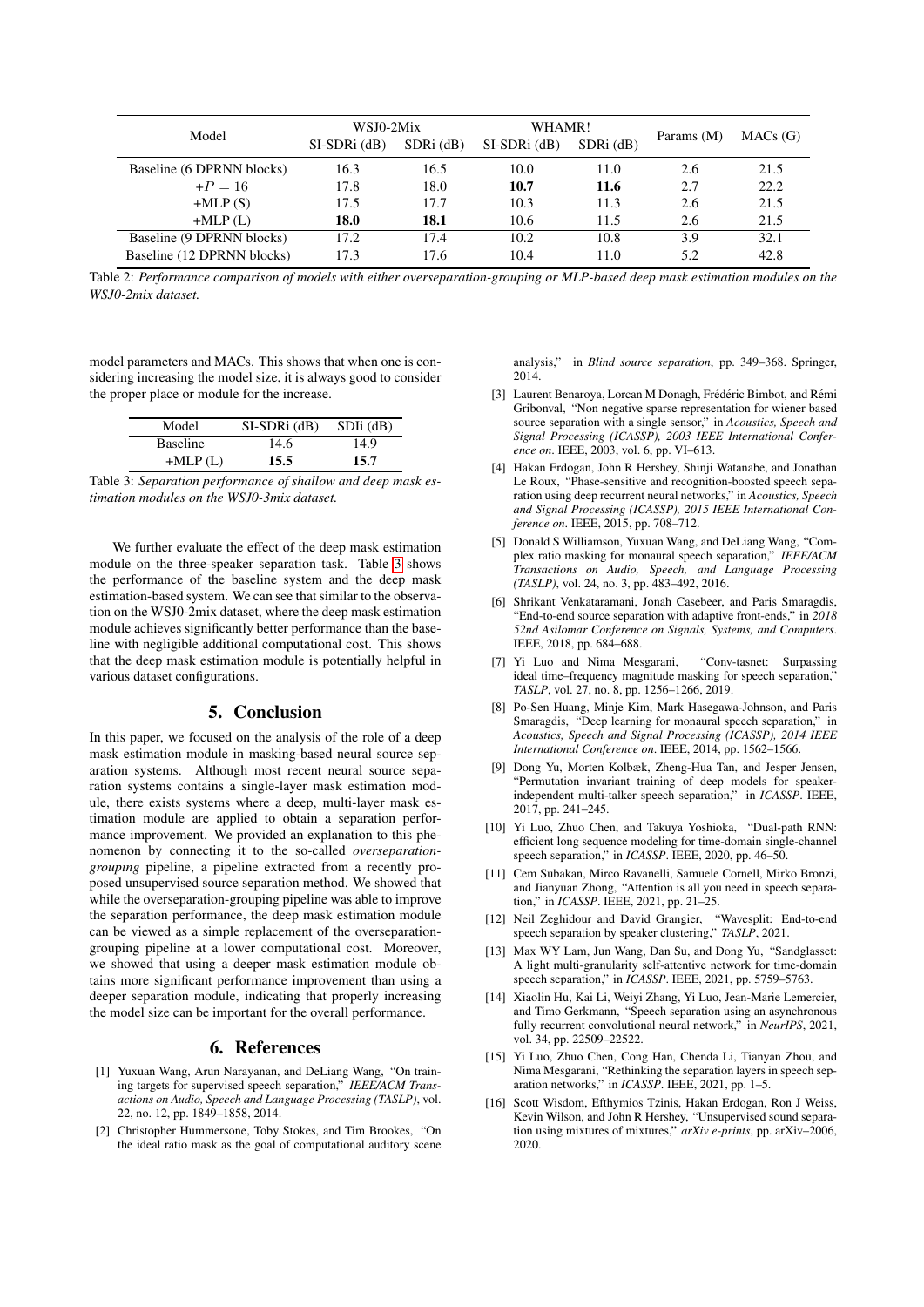| Model | WSJ0-2Mix | | WHAMR! | | Params (M) | MACs (G) |
|---|---|---|---|---|---|---|
| | SI-SDRi (dB) | SDRi (dB) | SI-SDRi (dB) | SDRi (dB) | | |
| Baseline (6 DPRNN blocks) | 16.3 | 16.5 | 10.0 | 11.0 | 2.6 | 21.5 |
| $+P = 16$ | 17.8 | 18.0 | **10.7** | **11.6** | 2.7 | 22.2 |
| +MLP (S) | 17.5 | 17.7 | 10.3 | 11.3 | 2.6 | 21.5 |
| +MLP (L) | **18.0** | **18.1** | 10.6 | 11.5 | 2.6 | 21.5 |
| Baseline (9 DPRNN blocks) | 17.2 | 17.4 | 10.2 | 10.8 | 3.9 | 32.1 |
| Baseline (12 DPRNN blocks) | 17.3 | 17.6 | 10.4 | 11.0 | 5.2 | 42.8 |

Table 2: *Performance comparison of models with either overseparation-grouping or MLP-based deep mask estimation modules on the WSJ0-2mix dataset.*

model parameters and MACs. This shows that when one is considering increasing the model size, it is always good to consider the proper place or module for the increase.

| Model | SI-SDRi (dB) | SDIi (dB) |
|---|---|---|
| Baseline | 14.6 | 14.9 |
| +MLP (L) | **15.5** | **15.7** |

Table 3: *Separation performance of shallow and deep mask estimation modules on the WSJ0-3mix dataset.*

We further evaluate the effect of the deep mask estimation module on the three-speaker separation task. Table 3 shows the performance of the baseline system and the deep mask estimation-based system. We can see that similar to the observation on the WSJ0-2mix dataset, where the deep mask estimation module achieves significantly better performance than the baseline with negligible additional computational cost. This shows that the deep mask estimation module is potentially helpful in various dataset configurations.

# 5. Conclusion

In this paper, we focused on the analysis of the role of a deep mask estimation module in masking-based neural source separation systems. Although most recent neural source separation systems contains a single-layer mask estimation module, there exists systems where a deep, multi-layer mask estimation module are applied to obtain a separation performance improvement. We provided an explanation to this phenomenon by connecting it to the so-called *overseparation-grouping* pipeline, a pipeline extracted from a recently proposed unsupervised source separation method. We showed that while the overseparation-grouping pipeline was able to improve the separation performance, the deep mask estimation module can be viewed as a simple replacement of the overseparation-grouping pipeline at a lower computational cost. Moreover, we showed that using a deeper mask estimation module obtains more significant performance improvement than using a deeper separation module, indicating that properly increasing the model size can be important for the overall performance.

# 6. References

[1] Yuxuan Wang, Arun Narayanan, and DeLiang Wang, "On training targets for supervised speech separation," *IEEE/ACM Transactions on Audio, Speech and Language Processing (TASLP)*, vol. 22, no. 12, pp. 1849–1858, 2014.

[2] Christopher Hummersone, Toby Stokes, and Tim Brookes, "On the ideal ratio mask as the goal of computational auditory scene analysis," in *Blind source separation*, pp. 349–368. Springer, 2014.

[3] Laurent Benaroya, Lorcan M Donagh, Frédéric Bimbot, and Rémi Gribonval, "Non negative sparse representation for wiener based source separation with a single sensor," in *Acoustics, Speech and Signal Processing (ICASSP), 2003 IEEE International Conference on*. IEEE, 2003, vol. 6, pp. VI–613.

[4] Hakan Erdogan, John R Hershey, Shinji Watanabe, and Jonathan Le Roux, "Phase-sensitive and recognition-boosted speech separation using deep recurrent neural networks," in *Acoustics, Speech and Signal Processing (ICASSP), 2015 IEEE International Conference on*. IEEE, 2015, pp. 708–712.

[5] Donald S Williamson, Yuxuan Wang, and DeLiang Wang, "Complex ratio masking for monaural speech separation," *IEEE/ACM Transactions on Audio, Speech, and Language Processing (TASLP)*, vol. 24, no. 3, pp. 483–492, 2016.

[6] Shrikant Venkataramani, Jonah Casebeer, and Paris Smaragdis, "End-to-end source separation with adaptive front-ends," in *2018 52nd Asilomar Conference on Signals, Systems, and Computers*. IEEE, 2018, pp. 684–688.

[7] Yi Luo and Nima Mesgarani, "Conv-tasnet: Surpassing ideal time–frequency magnitude masking for speech separation," *TASLP*, vol. 27, no. 8, pp. 1256–1266, 2019.

[8] Po-Sen Huang, Minje Kim, Mark Hasegawa-Johnson, and Paris Smaragdis, "Deep learning for monaural speech separation," in *Acoustics, Speech and Signal Processing (ICASSP), 2014 IEEE International Conference on*. IEEE, 2014, pp. 1562–1566.

[9] Dong Yu, Morten Kolbæk, Zheng-Hua Tan, and Jesper Jensen, "Permutation invariant training of deep models for speaker-independent multi-talker speech separation," in *ICASSP*. IEEE, 2017, pp. 241–245.

[10] Yi Luo, Zhuo Chen, and Takuya Yoshioka, "Dual-path RNN: efficient long sequence modeling for time-domain single-channel speech separation," in *ICASSP*. IEEE, 2020, pp. 46–50.

[11] Cem Subakan, Mirco Ravanelli, Samuele Cornell, Mirko Bronzi, and Jianyuan Zhong, "Attention is all you need in speech separation," in *ICASSP*. IEEE, 2021, pp. 21–25.

[12] Neil Zeghidour and David Grangier, "Wavesplit: End-to-end speech separation by speaker clustering," *TASLP*, 2021.

[13] Max WY Lam, Jun Wang, Dan Su, and Dong Yu, "Sandglasset: A light multi-granularity self-attentive network for time-domain speech separation," in *ICASSP*. IEEE, 2021, pp. 5759–5763.

[14] Xiaolin Hu, Kai Li, Weiyi Zhang, Yi Luo, Jean-Marie Lemercier, and Timo Gerkmann, "Speech separation using an asynchronous fully recurrent convolutional neural network," in *NeurIPS*, 2021, vol. 34, pp. 22509–22522.

[15] Yi Luo, Zhuo Chen, Cong Han, Chenda Li, Tianyan Zhou, and Nima Mesgarani, "Rethinking the separation layers in speech separation networks," in *ICASSP*. IEEE, 2021, pp. 1–5.

[16] Scott Wisdom, Efthymios Tzinis, Hakan Erdogan, Ron J Weiss, Kevin Wilson, and John R Hershey, "Unsupervised sound separation using mixtures of mixtures," *arXiv e-prints*, pp. arXiv–2006, 2020.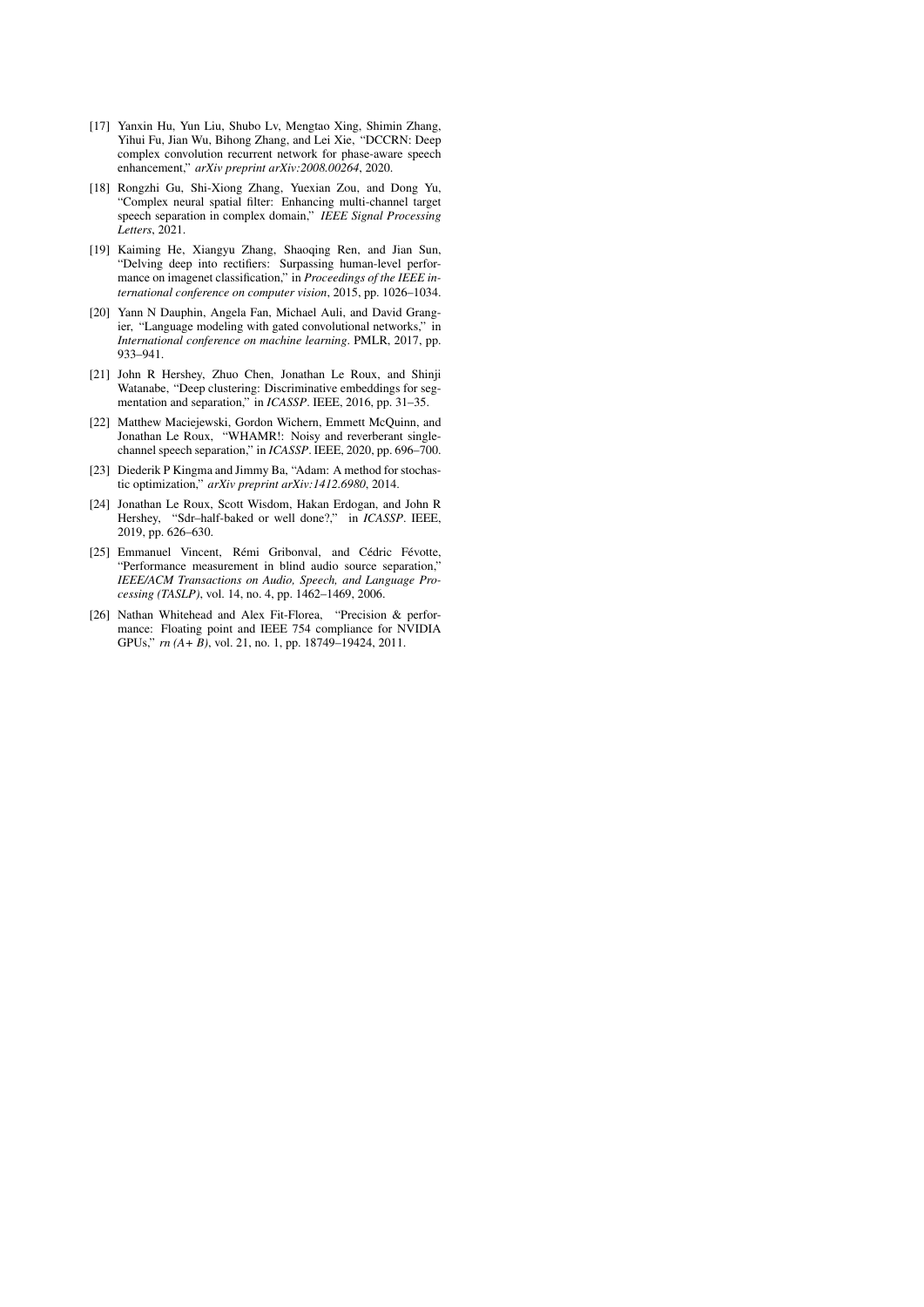[17] Yanxin Hu, Yun Liu, Shubo Lv, Mengtao Xing, Shimin Zhang, Yihui Fu, Jian Wu, Bihong Zhang, and Lei Xie, "DCCRN: Deep complex convolution recurrent network for phase-aware speech enhancement," *arXiv preprint arXiv:2008.00264*, 2020.

[18] Rongzhi Gu, Shi-Xiong Zhang, Yuexian Zou, and Dong Yu, "Complex neural spatial filter: Enhancing multi-channel target speech separation in complex domain," *IEEE Signal Processing Letters*, 2021.

[19] Kaiming He, Xiangyu Zhang, Shaoqing Ren, and Jian Sun, "Delving deep into rectifiers: Surpassing human-level performance on imagenet classification," in *Proceedings of the IEEE international conference on computer vision*, 2015, pp. 1026–1034.

[20] Yann N Dauphin, Angela Fan, Michael Auli, and David Grangier, "Language modeling with gated convolutional networks," in *International conference on machine learning*. PMLR, 2017, pp. 933–941.

[21] John R Hershey, Zhuo Chen, Jonathan Le Roux, and Shinji Watanabe, "Deep clustering: Discriminative embeddings for segmentation and separation," in *ICASSP*. IEEE, 2016, pp. 31–35.

[22] Matthew Maciejewski, Gordon Wichern, Emmett McQuinn, and Jonathan Le Roux, "WHAMR!: Noisy and reverberant single-channel speech separation," in *ICASSP*. IEEE, 2020, pp. 696–700.

[23] Diederik P Kingma and Jimmy Ba, "Adam: A method for stochastic optimization," *arXiv preprint arXiv:1412.6980*, 2014.

[24] Jonathan Le Roux, Scott Wisdom, Hakan Erdogan, and John R Hershey, "Sdr–half-baked or well done?," in *ICASSP*. IEEE, 2019, pp. 626–630.

[25] Emmanuel Vincent, Rémi Gribonval, and Cédric Févotte, "Performance measurement in blind audio source separation," *IEEE/ACM Transactions on Audio, Speech, and Language Processing (TASLP)*, vol. 14, no. 4, pp. 1462–1469, 2006.

[26] Nathan Whitehead and Alex Fit-Florea, "Precision & performance: Floating point and IEEE 754 compliance for NVIDIA GPUs," *rn (A+ B)*, vol. 21, no. 1, pp. 18749–19424, 2011.